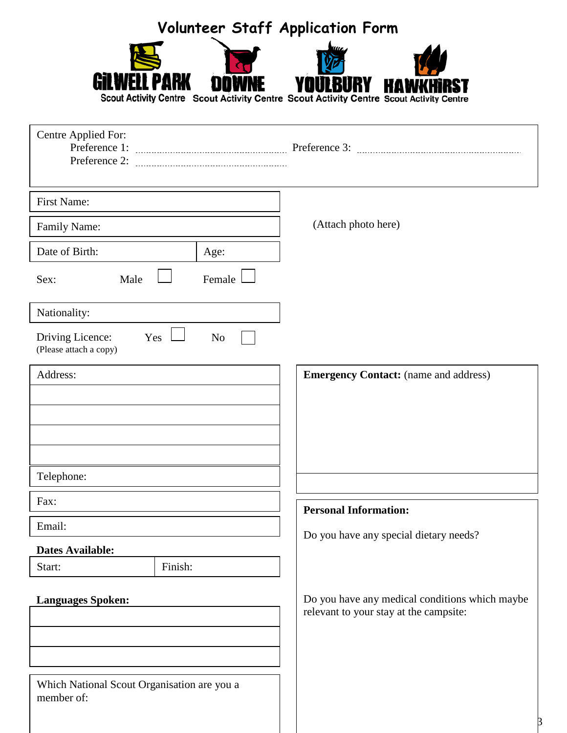# Volunteer Staff Application Form

GILWELL PARK Scout Activity Centre | DOWNE Scout Activity Centre | YOULBURY Scout Activity Centre | HAWKHIRST Scout Activity Centre

Centre Applied For:
Preference 1: ........................................ Preference 3: ........................................
Preference 2: ........................................

First Name:

Family Name:

Date of Birth: | Age:

Sex: Male ☐ Female ☐

Nationality:

Driving Licence: Yes ☐ No ☐
(Please attach a copy)

(Attach photo here)

Address:

Telephone:

Fax:

Email:

**Dates Available:**

Start: | Finish:

**Languages Spoken:**

Which National Scout Organisation are you a member of:

**Emergency Contact:** (name and address)

**Personal Information:**

Do you have any special dietary needs?

Do you have any medical conditions which maybe relevant to your stay at the campsite: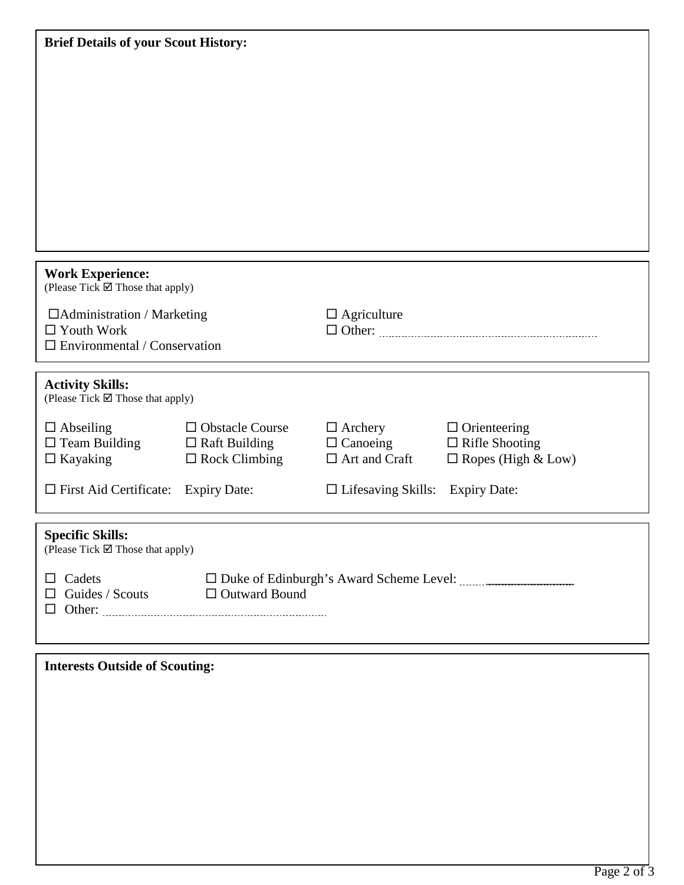**Brief Details of your Scout History:**

**Work Experience:**
(Please Tick ☑ Those that apply)

☐ Administration / Marketing
☐ Youth Work
☐ Environmental / Conservation
☐ Agriculture
☐ Other: ..............................................

**Activity Skills:**
(Please Tick ☑ Those that apply)

| | | | |
|---|---|---|---|
| ☐ Abseiling | ☐ Obstacle Course | ☐ Archery | ☐ Orienteering |
| ☐ Team Building | ☐ Raft Building | ☐ Canoeing | ☐ Rifle Shooting |
| ☐ Kayaking | ☐ Rock Climbing | ☐ Art and Craft | ☐ Ropes (High & Low) |

☐ First Aid Certificate: Expiry Date:
☐ Lifesaving Skills: Expiry Date:

**Specific Skills:**
(Please Tick ☑ Those that apply)

☐ Cadets
☐ Guides / Scouts
☐ Other: ..............................................
☐ Duke of Edinburgh's Award Scheme Level: ..............................
☐ Outward Bound

**Interests Outside of Scouting:**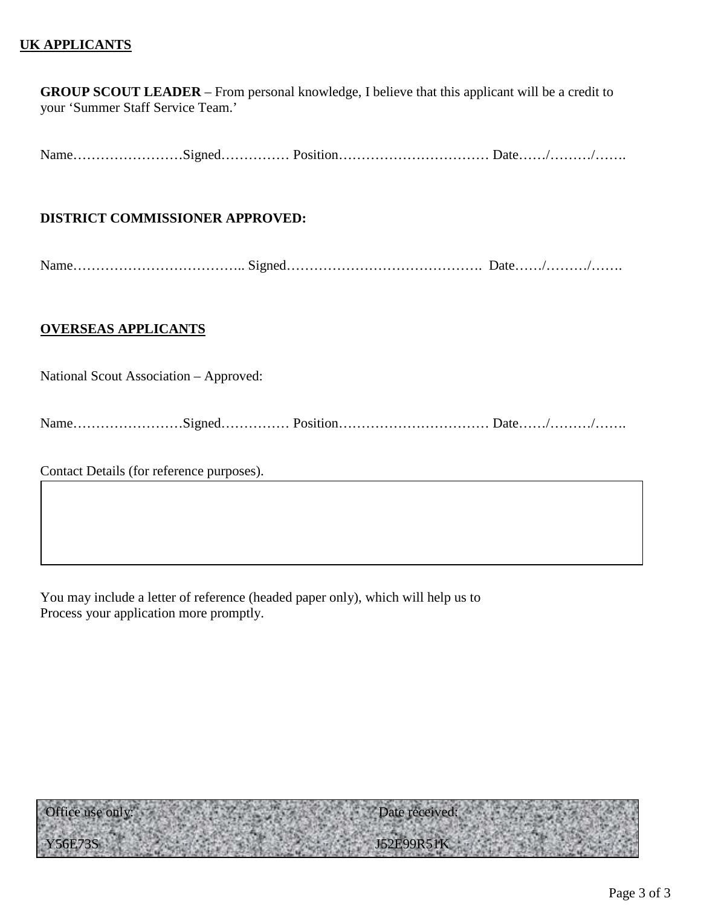## UK APPLICANTS

**GROUP SCOUT LEADER** – From personal knowledge, I believe that this applicant will be a credit to your 'Summer Staff Service Team.'

Name……………………Signed…………… Position…………………………… Date……/………/…….

**DISTRICT COMMISSIONER APPROVED:**

Name……………………………….. Signed……………………………………. Date……/………/…….

## OVERSEAS APPLICANTS

National Scout Association – Approved:

Name……………………Signed…………… Position…………………………… Date……/………/…….

Contact Details (for reference purposes).

| |
|---|
| |

You may include a letter of reference (headed paper only), which will help us to Process your application more promptly.

| | |
|---|---|
| Office use only: | Date received: |
| Y56E73S | J52E99R51K |